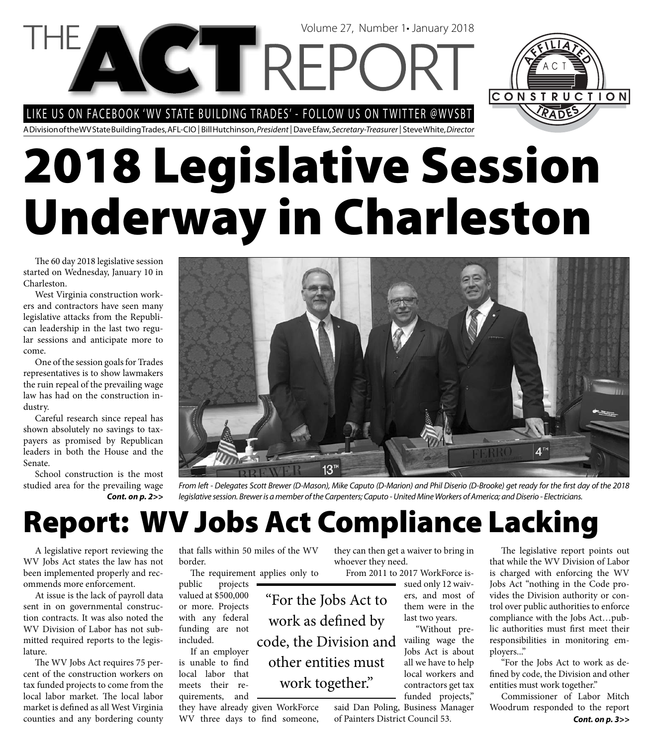# THE ACT REPORT

Volume 27, Number 1 • January 2018

LIKE US ON FACEBOOK 'WV STATE BUILDING TRADES' - FOLLOW US ON TWITTER @WVSBT

A Division of the WV State Building Trades, AFL-CIO | Bill Hutchinson, *President* | Dave Efaw, *Secretary-Treasurer* | Steve White, *Director*

# 2018 Legislative Session Underway in Charleston

The 60 day 2018 legislative session started on Wednesday, January 10 in Charleston.

West Virginia construction workers and contractors have seen many legislative attacks from the Republican leadership in the last two regular sessions and anticipate more to come.

One of the session goals for Trades representatives is to show lawmakers the ruin repeal of the prevailing wage law has had on the construction industry.

Careful research since repeal has shown absolutely no savings to taxpayers as promised by Republican leaders in both the House and the Senate.

School construction is the most studied area for the prevailing wage **Cont. on p. 2>>**

*From left - Delegates Scott Brewer (D-Mason), Mike Caputo (D-Marion) and Phil Diserio (D-Brooke) get ready for the first day of the 2018 legislative session. Brewer is a member of the Carpenters; Caputo - United Mine Workers of America; and Diserio - Electricians.*

# Report: WV Jobs Act Compliance Lacking

A legislative report reviewing the WV Jobs Act states the law has not been implemented properly and recommends more enforcement.

At issue is the lack of payroll data sent in on governmental construction contracts. It was also noted the WV Division of Labor has not submitted required reports to the legislature.

The WV Jobs Act requires 75 percent of the construction workers on tax funded projects to come from the local labor market. The local labor market is defined as all West Virginia counties and any bordering county that falls within 50 miles of the WV border.

The requirement applies only to public projects valued at $500,000 or more. Projects with any federal funding are not included.

If an employer is unable to find local labor that meets their requirements, and they have already given WorkForce WV three days to find someone, they can then get a waiver to bring in whoever they need.

From 2011 to 2017 WorkForce issued only 12 waivers, and most of them were in the last two years.

"Without prevailing wage the Jobs Act is about all we have to help local workers and contractors get tax funded projects," said Dan Poling, Business Manager of Painters District Council 53.

> "For the Jobs Act to work as defined by code, the Division and other entities must work together."

The legislative report points out that while the WV Division of Labor is charged with enforcing the WV Jobs Act "nothing in the Code provides the Division authority or control over public authorities to enforce compliance with the Jobs Act…public authorities must first meet their responsibilities in monitoring employers..."

"For the Jobs Act to work as defined by code, the Division and other entities must work together."

Commissioner of Labor Mitch Woodrum responded to the report **Cont. on p. 3>>**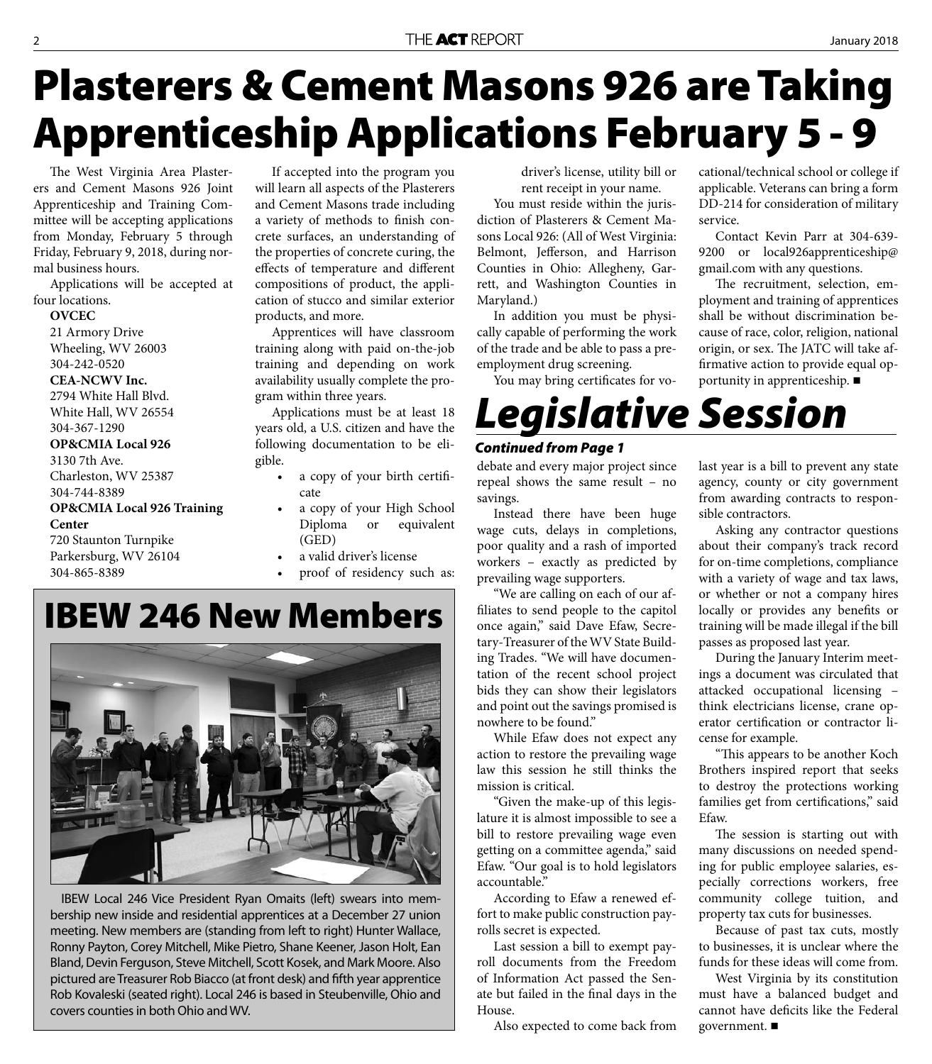# Plasterers & Cement Masons 926 are Taking Apprenticeship Applications February 5 - 9

The West Virginia Area Plasterers and Cement Masons 926 Joint Apprenticeship and Training Committee will be accepting applications from Monday, February 5 through Friday, February 9, 2018, during normal business hours.

Applications will be accepted at four locations.

**OVCEC**
21 Armory Drive
Wheeling, WV 26003
304-242-0520

**CEA-NCWV Inc.**
2794 White Hall Blvd.
White Hall, WV 26554
304-367-1290

**OP&CMIA Local 926**
3130 7th Ave.
Charleston, WV 25387
304-744-8389

**OP&CMIA Local 926 Training Center**
720 Staunton Turnpike
Parkersburg, WV 26104
304-865-8389

If accepted into the program you will learn all aspects of the Plasterers and Cement Masons trade including a variety of methods to finish concrete surfaces, an understanding of the properties of concrete curing, the effects of temperature and different compositions of product, the application of stucco and similar exterior products, and more.

Apprentices will have classroom training along with paid on-the-job training and depending on work availability usually complete the program within three years.

Applications must be at least 18 years old, a U.S. citizen and have the following documentation to be eligible.

- a copy of your birth certificate
- a copy of your High School Diploma or equivalent (GED)
- a valid driver's license
- proof of residency such as: driver's license, utility bill or rent receipt in your name.

You must reside within the jurisdiction of Plasterers & Cement Masons Local 926: (All of West Virginia: Belmont, Jefferson, and Harrison Counties in Ohio: Allegheny, Garrett, and Washington Counties in Maryland.)

In addition you must be physically capable of performing the work of the trade and be able to pass a pre-employment drug screening.

You may bring certificates for vocational/technical school or college if applicable. Veterans can bring a form DD-214 for consideration of military service.

Contact Kevin Parr at 304-639-9200 or local926apprenticeship@gmail.com with any questions.

The recruitment, selection, employment and training of apprentices shall be without discrimination because of race, color, religion, national origin, or sex. The JATC will take affirmative action to provide equal opportunity in apprenticeship. ■

# IBEW 246 New Members

IBEW Local 246 Vice President Ryan Omaits (left) swears into membership new inside and residential apprentices at a December 27 union meeting. New members are (standing from left to right) Hunter Wallace, Ronny Payton, Corey Mitchell, Mike Pietro, Shane Keener, Jason Holt, Ean Bland, Devin Ferguson, Steve Mitchell, Scott Kosek, and Mark Moore. Also pictured are Treasurer Rob Biacco (at front desk) and fifth year apprentice Rob Kovaleski (seated right). Local 246 is based in Steubenville, Ohio and covers counties in both Ohio and WV.

# *Legislative Session*

***Continued from Page 1***

debate and every major project since repeal shows the same result – no savings.

Instead there have been huge wage cuts, delays in completions, poor quality and a rash of imported workers – exactly as predicted by prevailing wage supporters.

"We are calling on each of our affiliates to send people to the capitol once again," said Dave Efaw, Secretary-Treasurer of the WV State Building Trades. "We will have documentation of the recent school project bids they can show their legislators and point out the savings promised is nowhere to be found."

While Efaw does not expect any action to restore the prevailing wage law this session he still thinks the mission is critical.

"Given the make-up of this legislature it is almost impossible to see a bill to restore prevailing wage even getting on a committee agenda," said Efaw. "Our goal is to hold legislators accountable."

According to Efaw a renewed effort to make public construction payrolls secret is expected.

Last session a bill to exempt payroll documents from the Freedom of Information Act passed the Senate but failed in the final days in the House.

Also expected to come back from last year is a bill to prevent any state agency, county or city government from awarding contracts to responsible contractors.

Asking any contractor questions about their company's track record for on-time completions, compliance with a variety of wage and tax laws, or whether or not a company hires locally or provides any benefits or training will be made illegal if the bill passes as proposed last year.

During the January Interim meetings a document was circulated that attacked occupational licensing – think electricians license, crane operator certification or contractor license for example.

"This appears to be another Koch Brothers inspired report that seeks to destroy the protections working families get from certifications," said Efaw.

The session is starting out with many discussions on needed spending for public employee salaries, especially corrections workers, free community college tuition, and property tax cuts for businesses.

Because of past tax cuts, mostly to businesses, it is unclear where the funds for these ideas will come from.

West Virginia by its constitution must have a balanced budget and cannot have deficits like the Federal government. ■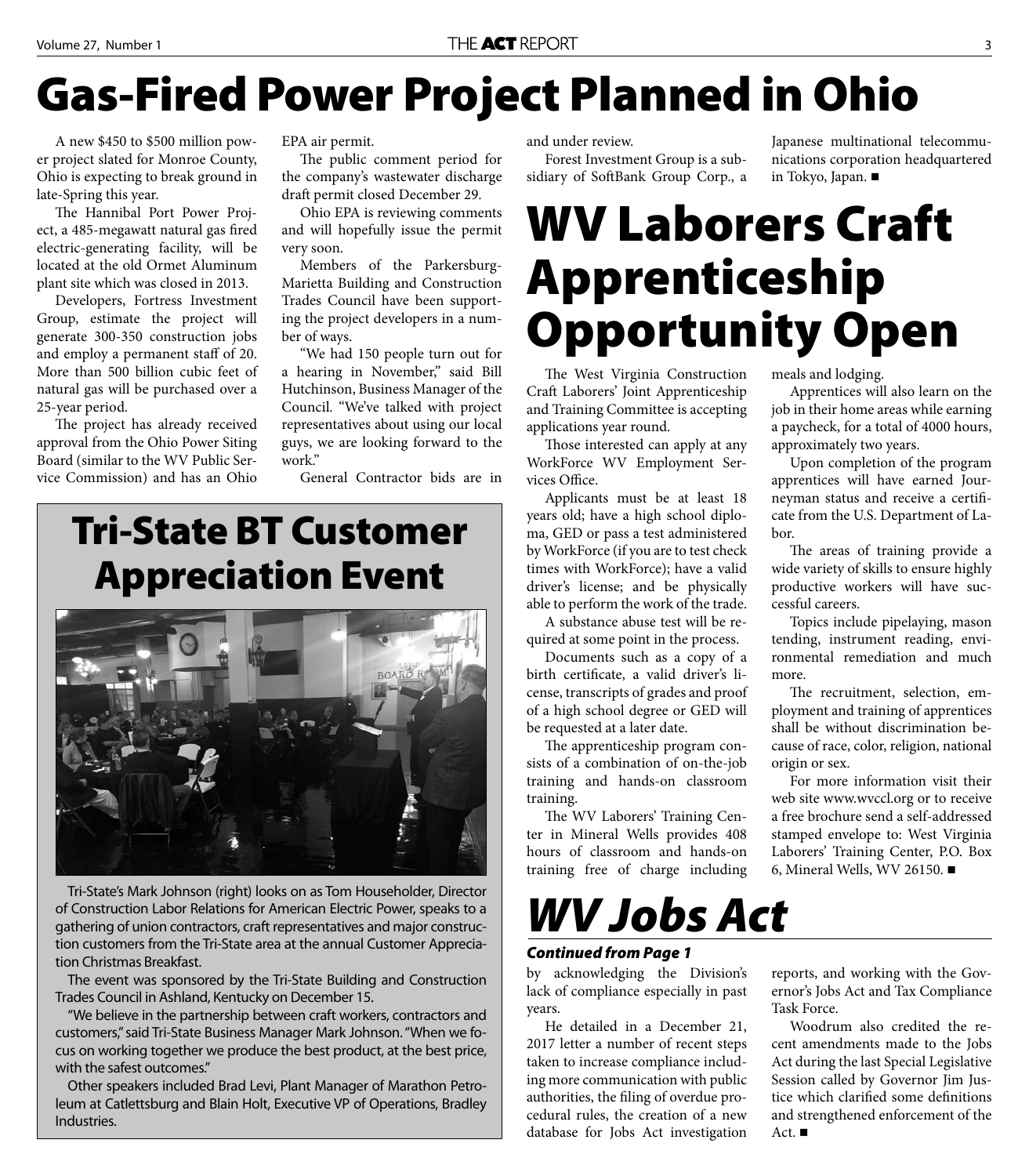# Gas-Fired Power Project Planned in Ohio

A new $450 to $500 million power project slated for Monroe County, Ohio is expecting to break ground in late-Spring this year.

The Hannibal Port Power Project, a 485-megawatt natural gas fired electric-generating facility, will be located at the old Ormet Aluminum plant site which was closed in 2013.

Developers, Fortress Investment Group, estimate the project will generate 300-350 construction jobs and employ a permanent staff of 20. More than 500 billion cubic feet of natural gas will be purchased over a 25-year period.

The project has already received approval from the Ohio Power Siting Board (similar to the WV Public Service Commission) and has an Ohio EPA air permit.

The public comment period for the company's wastewater discharge draft permit closed December 29.

Ohio EPA is reviewing comments and will hopefully issue the permit very soon.

Members of the Parkersburg-Marietta Building and Construction Trades Council have been supporting the project developers in a number of ways.

"We had 150 people turn out for a hearing in November," said Bill Hutchinson, Business Manager of the Council. "We've talked with project representatives about using our local guys, we are looking forward to the work."

General Contractor bids are in and under review.

Forest Investment Group is a subsidiary of SoftBank Group Corp., a Japanese multinational telecommunications corporation headquartered in Tokyo, Japan. ■

## Tri-State BT Customer Appreciation Event

Tri-State's Mark Johnson (right) looks on as Tom Householder, Director of Construction Labor Relations for American Electric Power, speaks to a gathering of union contractors, craft representatives and major construction customers from the Tri-State area at the annual Customer Appreciation Christmas Breakfast.

The event was sponsored by the Tri-State Building and Construction Trades Council in Ashland, Kentucky on December 15.

"We believe in the partnership between craft workers, contractors and customers," said Tri-State Business Manager Mark Johnson. "When we focus on working together we produce the best product, at the best price, with the safest outcomes."

Other speakers included Brad Levi, Plant Manager of Marathon Petroleum at Catlettsburg and Blain Holt, Executive VP of Operations, Bradley Industries.

# WV Laborers Craft Apprenticeship Opportunity Open

The West Virginia Construction Craft Laborers' Joint Apprenticeship and Training Committee is accepting applications year round.

Those interested can apply at any WorkForce WV Employment Services Office.

Applicants must be at least 18 years old; have a high school diploma, GED or pass a test administered by WorkForce (if you are to test check times with WorkForce); have a valid driver's license; and be physically able to perform the work of the trade.

A substance abuse test will be required at some point in the process.

Documents such as a copy of a birth certificate, a valid driver's license, transcripts of grades and proof of a high school degree or GED will be requested at a later date.

The apprenticeship program consists of a combination of on-the-job training and hands-on classroom training.

The WV Laborers' Training Center in Mineral Wells provides 408 hours of classroom and hands-on training free of charge including meals and lodging.

Apprentices will also learn on the job in their home areas while earning a paycheck, for a total of 4000 hours, approximately two years.

Upon completion of the program apprentices will have earned Journeyman status and receive a certificate from the U.S. Department of Labor.

The areas of training provide a wide variety of skills to ensure highly productive workers will have successful careers.

Topics include pipelaying, mason tending, instrument reading, environmental remediation and much more.

The recruitment, selection, employment and training of apprentices shall be without discrimination because of race, color, religion, national origin or sex.

For more information visit their web site www.wvccl.org or to receive a free brochure send a self-addressed stamped envelope to: West Virginia Laborers' Training Center, P.O. Box 6, Mineral Wells, WV 26150. ■

# *WV Jobs Act*

***Continued from Page 1***

by acknowledging the Division's lack of compliance especially in past years.

He detailed in a December 21, 2017 letter a number of recent steps taken to increase compliance including more communication with public authorities, the filing of overdue procedural rules, the creation of a new database for Jobs Act investigation reports, and working with the Governor's Jobs Act and Tax Compliance Task Force.

Woodrum also credited the recent amendments made to the Jobs Act during the last Special Legislative Session called by Governor Jim Justice which clarified some definitions and strengthened enforcement of the Act. ■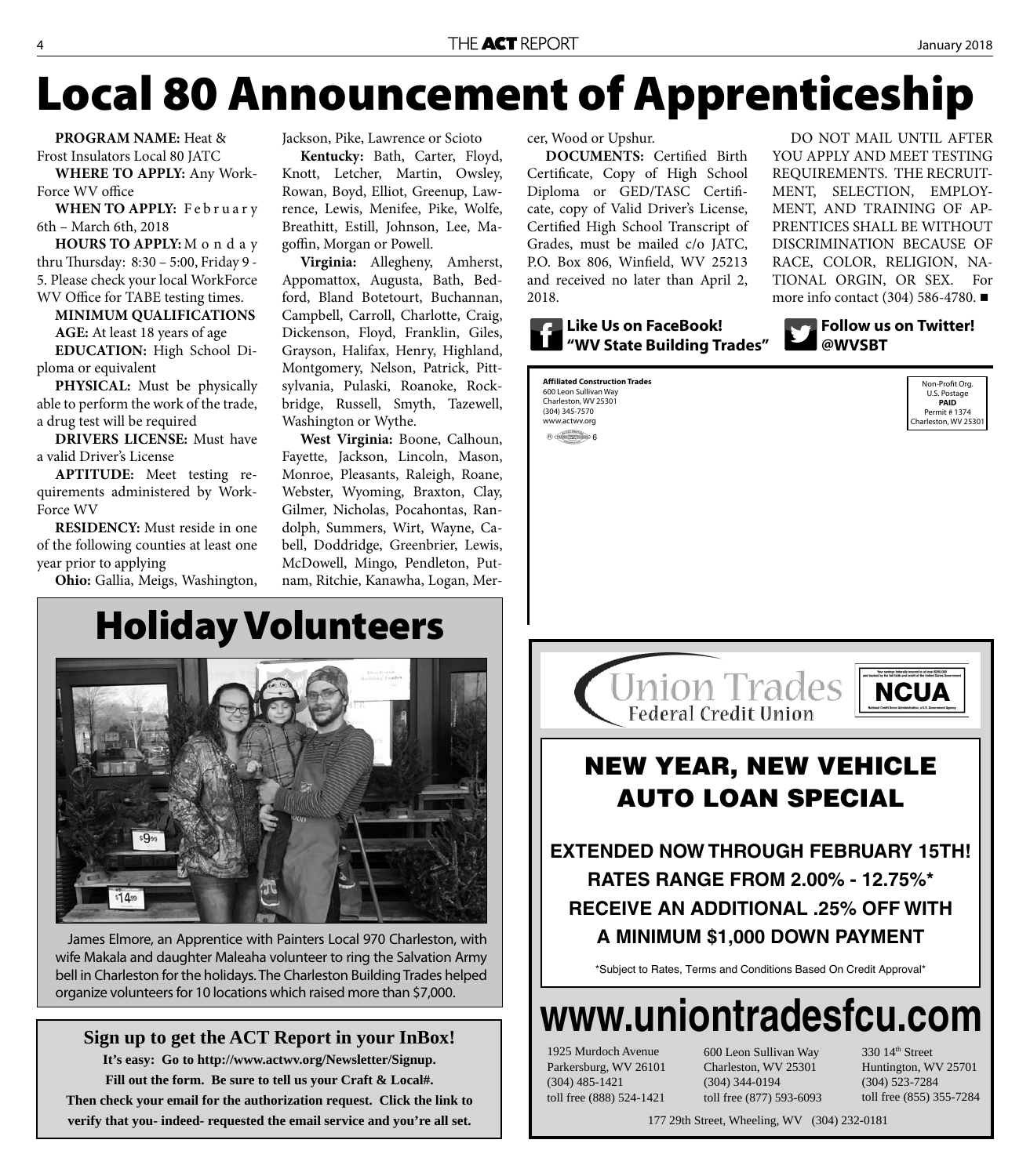# Local 80 Announcement of Apprenticeship

**PROGRAM NAME:** Heat & Frost Insulators Local 80 JATC

**WHERE TO APPLY:** Any WorkForce WV office

**WHEN TO APPLY:** February 6th – March 6th, 2018

**HOURS TO APPLY:** Monday thru Thursday: 8:30 – 5:00, Friday 9 - 5. Please check your local WorkForce WV Office for TABE testing times.

**MINIMUM QUALIFICATIONS**

**AGE:** At least 18 years of age

**EDUCATION:** High School Diploma or equivalent

**PHYSICAL:** Must be physically able to perform the work of the trade, a drug test will be required

**DRIVERS LICENSE:** Must have a valid Driver's License

**APTITUDE:** Meet testing requirements administered by WorkForce WV

**RESIDENCY:** Must reside in one of the following counties at least one year prior to applying

**Ohio:** Gallia, Meigs, Washington, Jackson, Pike, Lawrence or Scioto

**Kentucky:** Bath, Carter, Floyd, Knott, Letcher, Martin, Owsley, Rowan, Boyd, Elliot, Greenup, Lawrence, Lewis, Menifee, Pike, Wolfe, Breathitt, Estill, Johnson, Lee, Magoffin, Morgan or Powell.

**Virginia:** Allegheny, Amherst, Appomattox, Augusta, Bath, Bedford, Bland Botetourt, Buchannan, Campbell, Carroll, Charlotte, Craig, Dickenson, Floyd, Franklin, Giles, Grayson, Halifax, Henry, Highland, Montgomery, Nelson, Patrick, Pittsylvania, Pulaski, Roanoke, Rockbridge, Russell, Smyth, Tazewell, Washington or Wythe.

**West Virginia:** Boone, Calhoun, Fayette, Jackson, Lincoln, Mason, Monroe, Pleasants, Raleigh, Roane, Webster, Wyoming, Braxton, Clay, Gilmer, Nicholas, Pocahontas, Randolph, Summers, Wirt, Wayne, Cabell, Doddridge, Greenbrier, Lewis, McDowell, Mingo, Pendleton, Putnam, Ritchie, Kanawha, Logan, Mercer, Wood or Upshur.

**DOCUMENTS:** Certified Birth Certificate, Copy of High School Diploma or GED/TASC Certificate, copy of Valid Driver's License, Certified High School Transcript of Grades, must be mailed c/o JATC, P.O. Box 806, Winfield, WV 25213 and received no later than April 2, 2018.

DO NOT MAIL UNTIL AFTER YOU APPLY AND MEET TESTING REQUIREMENTS. THE RECRUITMENT, SELECTION, EMPLOYMENT, AND TRAINING OF APPRENTICES SHALL BE WITHOUT DISCRIMINATION BECAUSE OF RACE, COLOR, RELIGION, NATIONAL ORGIN, OR SEX. For more info contact (304) 586-4780. ■

**Like Us on FaceBook! "WV State Building Trades"**

**Follow us on Twitter! @WVSBT**

**Affiliated Construction Trades**
600 Leon Sullivan Way
Charleston, WV 25301
(304) 345-7570
www.actwv.org

Non-Profit Org.
U.S. Postage
**PAID**
Permit # 1374
Charleston, WV 25301

# Holiday Volunteers

James Elmore, an Apprentice with Painters Local 970 Charleston, with wife Makala and daughter Maleaha volunteer to ring the Salvation Army bell in Charleston for the holidays. The Charleston Building Trades helped organize volunteers for 10 locations which raised more than $7,000.

**Sign up to get the ACT Report in your InBox!**

**It's easy: Go to http://www.actwv.org/Newsletter/Signup.**
**Fill out the form. Be sure to tell us your Craft & Local#.**
**Then check your email for the authorization request. Click the link to verify that you- indeed- requested the email service and you're all set.**

Union Trades Federal Credit Union

NCUA

## NEW YEAR, NEW VEHICLE AUTO LOAN SPECIAL

**EXTENDED NOW THROUGH FEBRUARY 15TH!**
**RATES RANGE FROM 2.00% - 12.75%***
**RECEIVE AN ADDITIONAL .25% OFF WITH A MINIMUM $1,000 DOWN PAYMENT**

*Subject to Rates, Terms and Conditions Based On Credit Approval*

## www.uniontradesfcu.com

1925 Murdoch Avenue
Parkersburg, WV 26101
(304) 485-1421
toll free (888) 524-1421

600 Leon Sullivan Way
Charleston, WV 25301
(304) 344-0194
toll free (877) 593-6093

330 14th Street
Huntington, WV 25701
(304) 523-7284
toll free (855) 355-7284

177 29th Street, Wheeling, WV (304) 232-0181